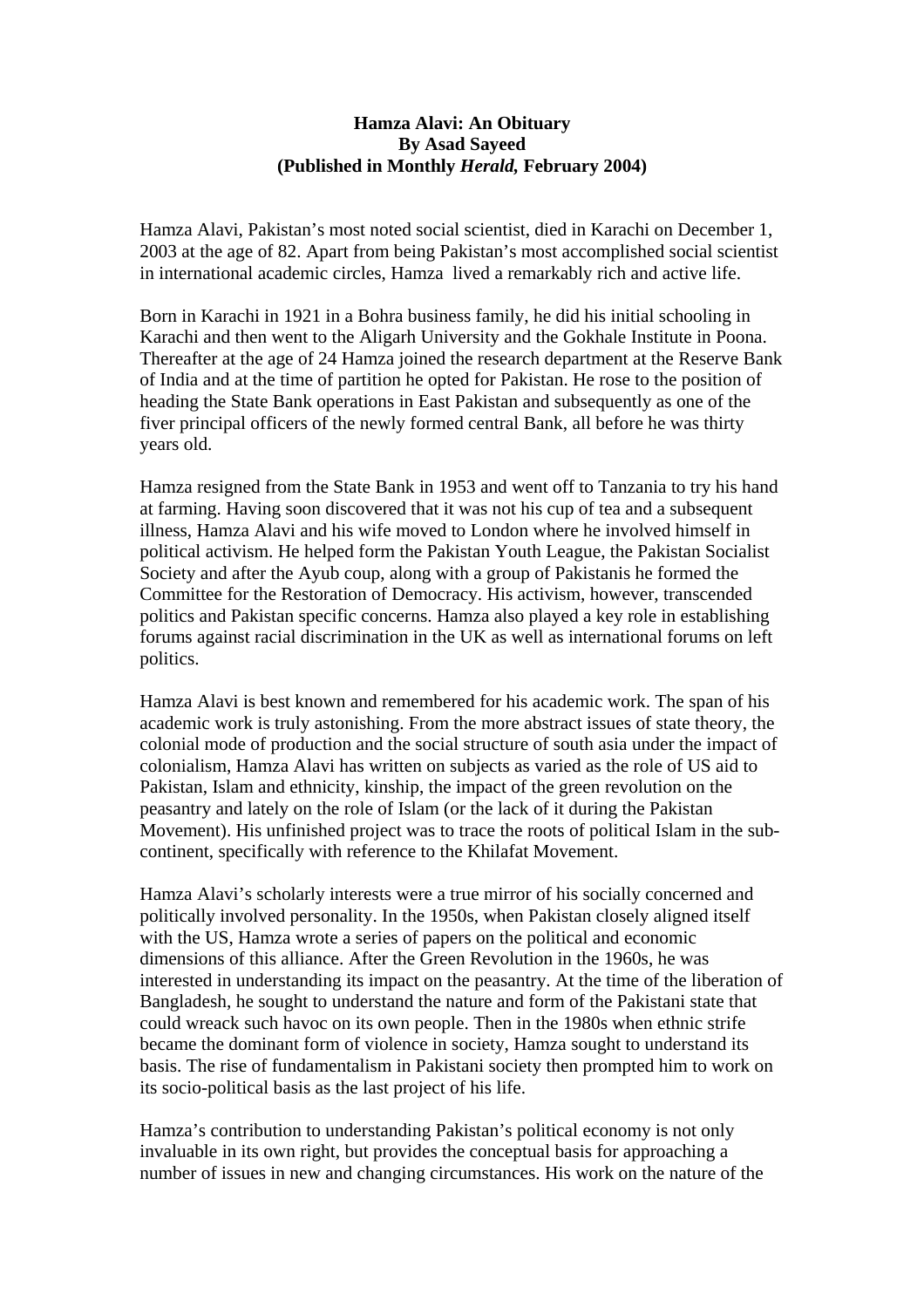**Hamza Alavi: An Obituary**
**By Asad Sayeed**
**(Published in Monthly *Herald*, February 2004)**

Hamza Alavi, Pakistan's most noted social scientist, died in Karachi on December 1, 2003 at the age of 82. Apart from being Pakistan's most accomplished social scientist in international academic circles, Hamza lived a remarkably rich and active life.

Born in Karachi in 1921 in a Bohra business family, he did his initial schooling in Karachi and then went to the Aligarh University and the Gokhale Institute in Poona. Thereafter at the age of 24 Hamza joined the research department at the Reserve Bank of India and at the time of partition he opted for Pakistan. He rose to the position of heading the State Bank operations in East Pakistan and subsequently as one of the fiver principal officers of the newly formed central Bank, all before he was thirty years old.

Hamza resigned from the State Bank in 1953 and went off to Tanzania to try his hand at farming. Having soon discovered that it was not his cup of tea and a subsequent illness, Hamza Alavi and his wife moved to London where he involved himself in political activism. He helped form the Pakistan Youth League, the Pakistan Socialist Society and after the Ayub coup, along with a group of Pakistanis he formed the Committee for the Restoration of Democracy. His activism, however, transcended politics and Pakistan specific concerns. Hamza also played a key role in establishing forums against racial discrimination in the UK as well as international forums on left politics.

Hamza Alavi is best known and remembered for his academic work. The span of his academic work is truly astonishing. From the more abstract issues of state theory, the colonial mode of production and the social structure of south asia under the impact of colonialism, Hamza Alavi has written on subjects as varied as the role of US aid to Pakistan, Islam and ethnicity, kinship, the impact of the green revolution on the peasantry and lately on the role of Islam (or the lack of it during the Pakistan Movement). His unfinished project was to trace the roots of political Islam in the sub-continent, specifically with reference to the Khilafat Movement.

Hamza Alavi's scholarly interests were a true mirror of his socially concerned and politically involved personality. In the 1950s, when Pakistan closely aligned itself with the US, Hamza wrote a series of papers on the political and economic dimensions of this alliance. After the Green Revolution in the 1960s, he was interested in understanding its impact on the peasantry. At the time of the liberation of Bangladesh, he sought to understand the nature and form of the Pakistani state that could wreack such havoc on its own people. Then in the 1980s when ethnic strife became the dominant form of violence in society, Hamza sought to understand its basis. The rise of fundamentalism in Pakistani society then prompted him to work on its socio-political basis as the last project of his life.

Hamza's contribution to understanding Pakistan's political economy is not only invaluable in its own right, but provides the conceptual basis for approaching a number of issues in new and changing circumstances. His work on the nature of the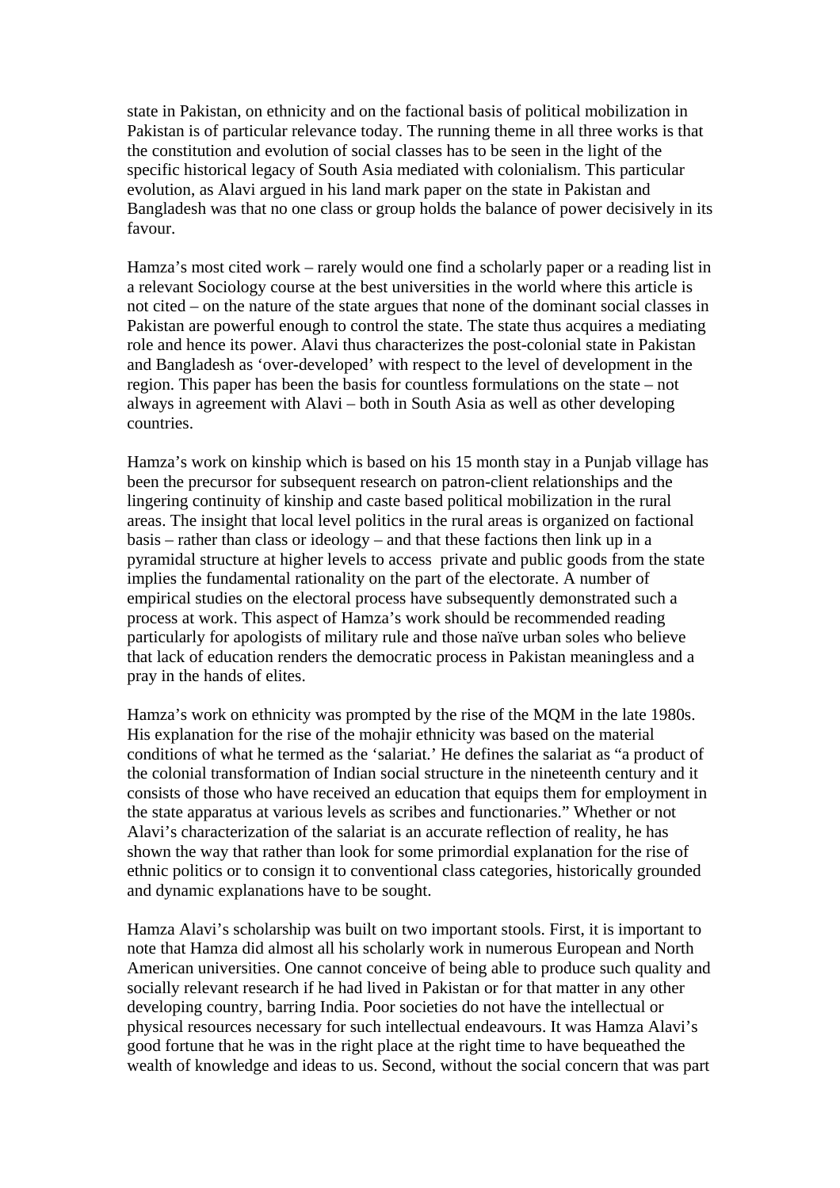state in Pakistan, on ethnicity and on the factional basis of political mobilization in Pakistan is of particular relevance today. The running theme in all three works is that the constitution and evolution of social classes has to be seen in the light of the specific historical legacy of South Asia mediated with colonialism. This particular evolution, as Alavi argued in his land mark paper on the state in Pakistan and Bangladesh was that no one class or group holds the balance of power decisively in its favour.

Hamza's most cited work – rarely would one find a scholarly paper or a reading list in a relevant Sociology course at the best universities in the world where this article is not cited – on the nature of the state argues that none of the dominant social classes in Pakistan are powerful enough to control the state. The state thus acquires a mediating role and hence its power. Alavi thus characterizes the post-colonial state in Pakistan and Bangladesh as 'over-developed' with respect to the level of development in the region. This paper has been the basis for countless formulations on the state – not always in agreement with Alavi – both in South Asia as well as other developing countries.

Hamza's work on kinship which is based on his 15 month stay in a Punjab village has been the precursor for subsequent research on patron-client relationships and the lingering continuity of kinship and caste based political mobilization in the rural areas. The insight that local level politics in the rural areas is organized on factional basis – rather than class or ideology – and that these factions then link up in a pyramidal structure at higher levels to access  private and public goods from the state implies the fundamental rationality on the part of the electorate. A number of empirical studies on the electoral process have subsequently demonstrated such a process at work. This aspect of Hamza's work should be recommended reading particularly for apologists of military rule and those naïve urban soles who believe that lack of education renders the democratic process in Pakistan meaningless and a pray in the hands of elites.

Hamza's work on ethnicity was prompted by the rise of the MQM in the late 1980s. His explanation for the rise of the mohajir ethnicity was based on the material conditions of what he termed as the 'salariat.' He defines the salariat as "a product of the colonial transformation of Indian social structure in the nineteenth century and it consists of those who have received an education that equips them for employment in the state apparatus at various levels as scribes and functionaries." Whether or not Alavi's characterization of the salariat is an accurate reflection of reality, he has shown the way that rather than look for some primordial explanation for the rise of ethnic politics or to consign it to conventional class categories, historically grounded and dynamic explanations have to be sought.

Hamza Alavi's scholarship was built on two important stools. First, it is important to note that Hamza did almost all his scholarly work in numerous European and North American universities. One cannot conceive of being able to produce such quality and socially relevant research if he had lived in Pakistan or for that matter in any other developing country, barring India. Poor societies do not have the intellectual or physical resources necessary for such intellectual endeavours. It was Hamza Alavi's good fortune that he was in the right place at the right time to have bequeathed the wealth of knowledge and ideas to us. Second, without the social concern that was part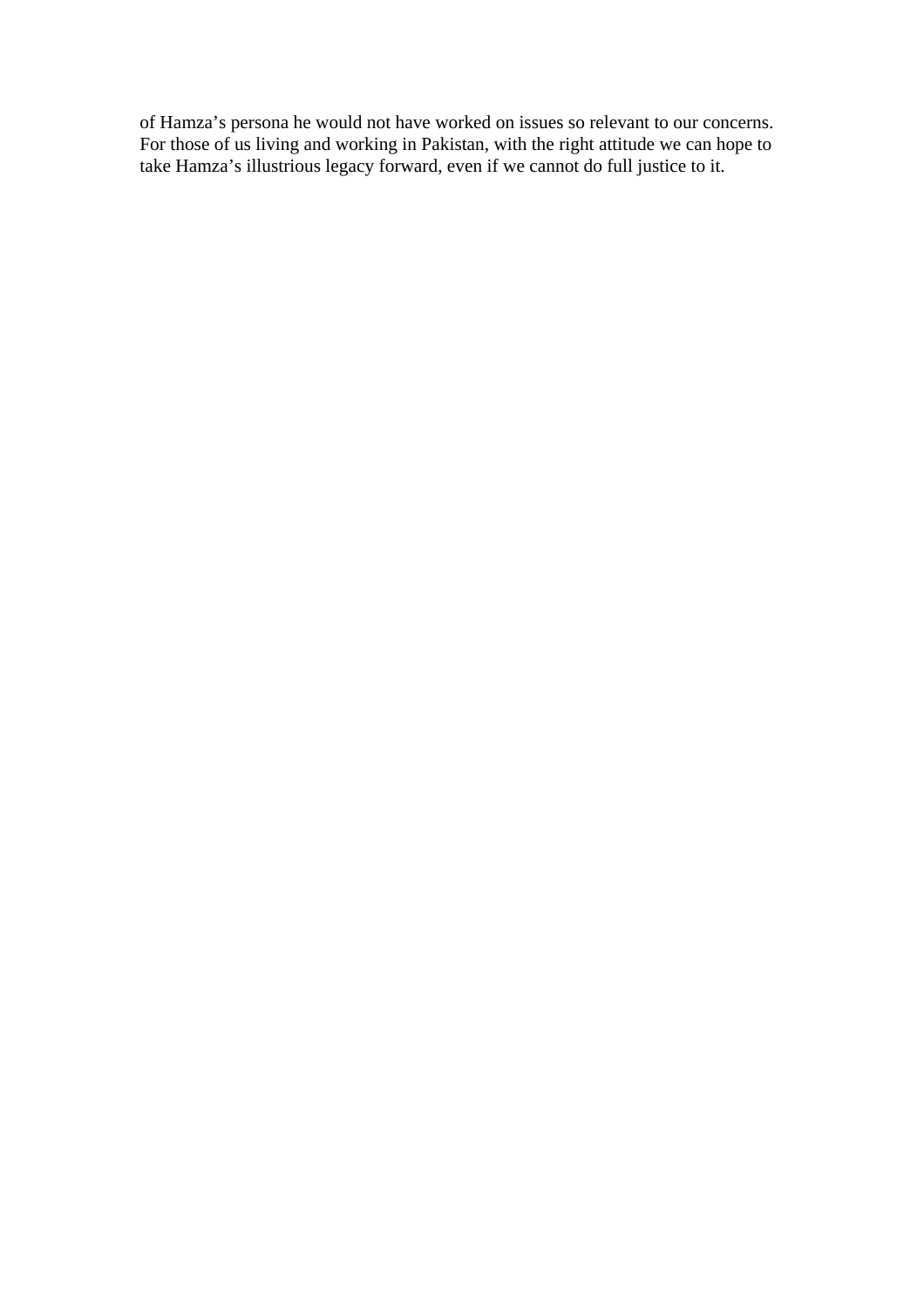of Hamza’s persona he would not have worked on issues so relevant to our concerns. For those of us living and working in Pakistan, with the right attitude we can hope to take Hamza’s illustrious legacy forward, even if we cannot do full justice to it.